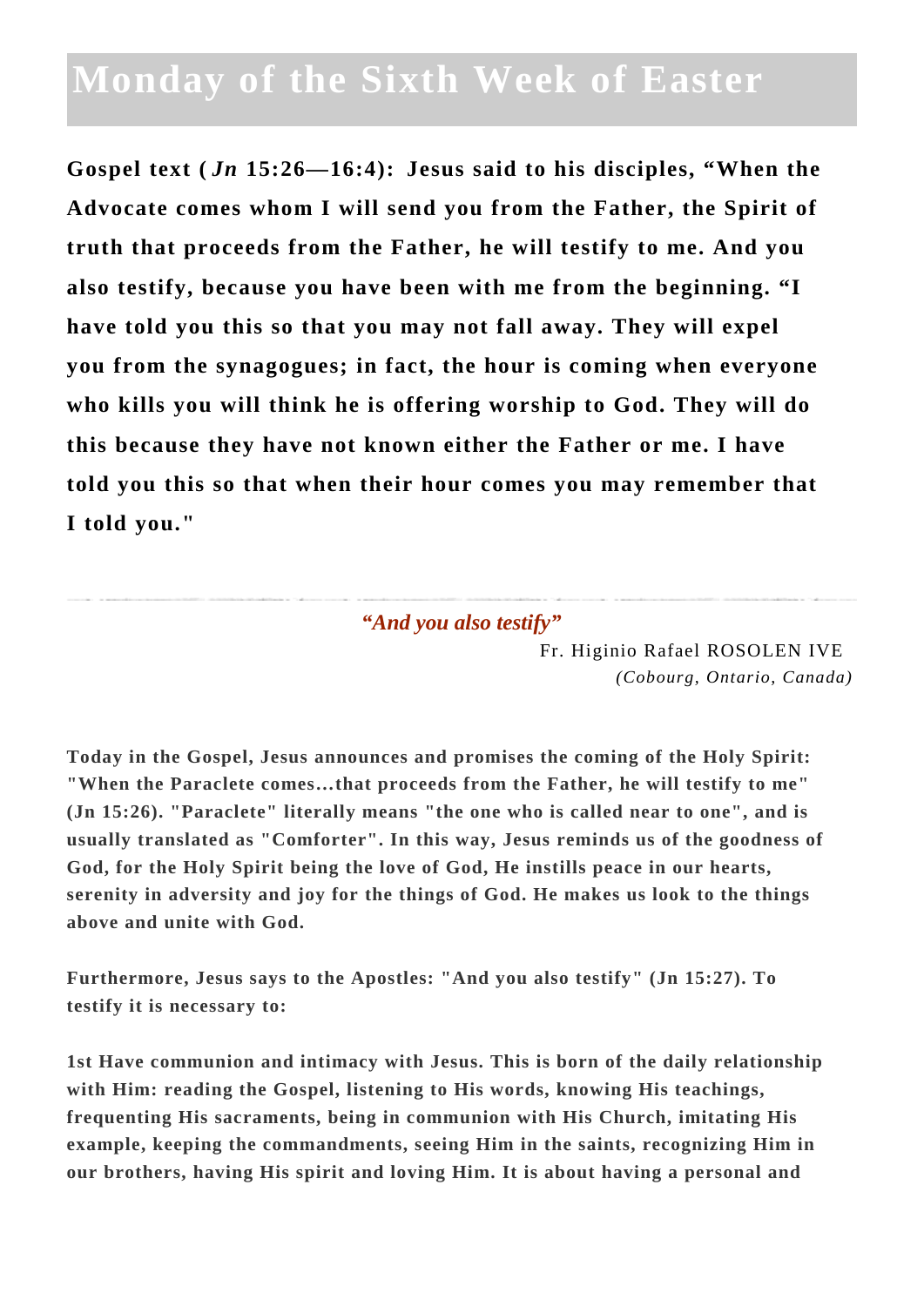# Monday of the Sixth Week of Easter

**Gospel text (*Jn* 15:26—16:4): Jesus said to his disciples, “When the Advocate comes whom I will send you from the Father, the Spirit of truth that proceeds from the Father, he will testify to me. And you also testify, because you have been with me from the beginning. “I have told you this so that you may not fall away. They will expel you from the synagogues; in fact, the hour is coming when everyone who kills you will think he is offering worship to God. They will do this because they have not known either the Father or me. I have told you this so that when their hour comes you may remember that I told you."**

---

***“And you also testify”***

Fr. Higinio Rafael ROSOLEN IVE
*(Cobourg, Ontario, Canada)*

**Today in the Gospel, Jesus announces and promises the coming of the Holy Spirit: "When the Paraclete comes...that proceeds from the Father, he will testify to me" (Jn 15:26). "Paraclete" literally means "the one who is called near to one", and is usually translated as "Comforter". In this way, Jesus reminds us of the goodness of God, for the Holy Spirit being the love of God, He instills peace in our hearts, serenity in adversity and joy for the things of God. He makes us look to the things above and unite with God.**

**Furthermore, Jesus says to the Apostles: "And you also testify" (Jn 15:27). To testify it is necessary to:**

**1st Have communion and intimacy with Jesus. This is born of the daily relationship with Him: reading the Gospel, listening to His words, knowing His teachings, frequenting His sacraments, being in communion with His Church, imitating His example, keeping the commandments, seeing Him in the saints, recognizing Him in our brothers, having His spirit and loving Him. It is about having a personal and**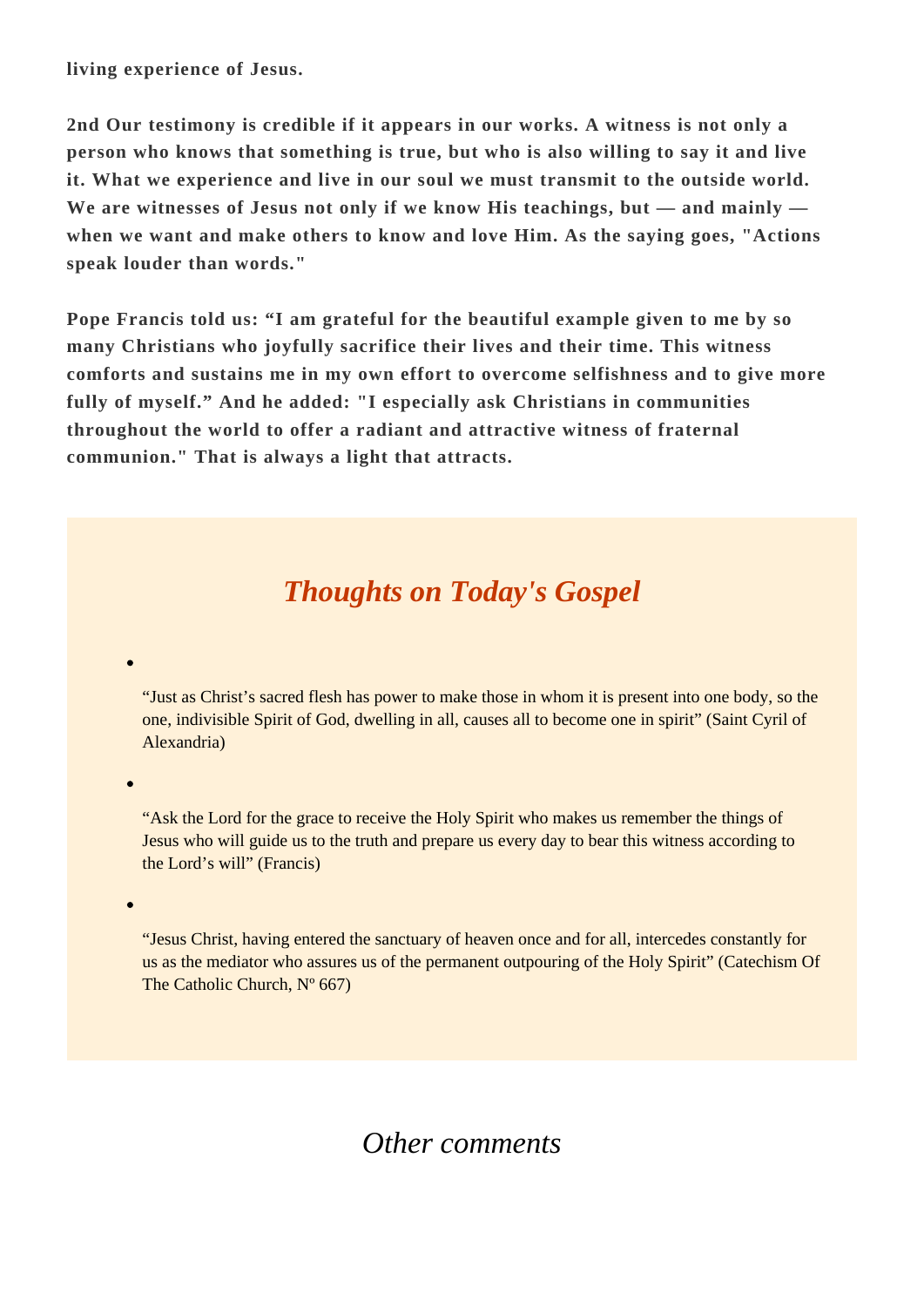**living experience of Jesus.**

**2nd Our testimony is credible if it appears in our works. A witness is not only a person who knows that something is true, but who is also willing to say it and live it. What we experience and live in our soul we must transmit to the outside world. We are witnesses of Jesus not only if we know His teachings, but — and mainly — when we want and make others to know and love Him. As the saying goes, "Actions speak louder than words."**

**Pope Francis told us: “I am grateful for the beautiful example given to me by so many Christians who joyfully sacrifice their lives and their time. This witness comforts and sustains me in my own effort to overcome selfishness and to give more fully of myself.” And he added: "I especially ask Christians in communities throughout the world to offer a radiant and attractive witness of fraternal communion." That is always a light that attracts.**

## *Thoughts on Today's Gospel*

- “Just as Christ’s sacred flesh has power to make those in whom it is present into one body, so the one, indivisible Spirit of God, dwelling in all, causes all to become one in spirit” (Saint Cyril of Alexandria)

- “Ask the Lord for the grace to receive the Holy Spirit who makes us remember the things of Jesus who will guide us to the truth and prepare us every day to bear this witness according to the Lord’s will” (Francis)

- “Jesus Christ, having entered the sanctuary of heaven once and for all, intercedes constantly for us as the mediator who assures us of the permanent outpouring of the Holy Spirit” (Catechism Of The Catholic Church, Nº 667)

## *Other comments*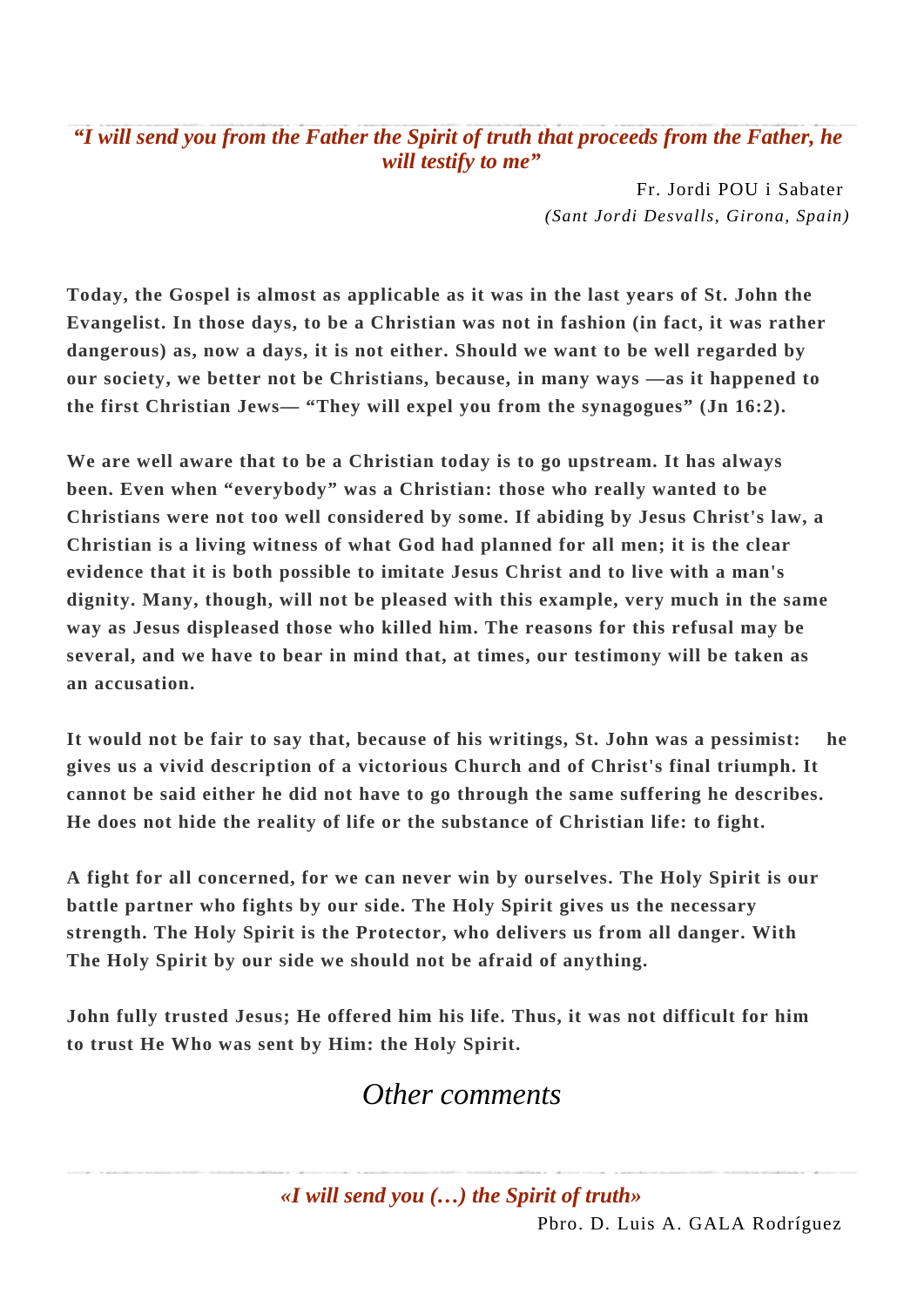***“I will send you from the Father the Spirit of truth that proceeds from the Father, he will testify to me”***

Fr. Jordi POU i Sabater
*(Sant Jordi Desvalls, Girona, Spain)*

**Today, the Gospel is almost as applicable as it was in the last years of St. John the Evangelist. In those days, to be a Christian was not in fashion (in fact, it was rather dangerous) as, now a days, it is not either. Should we want to be well regarded by our society, we better not be Christians, because, in many ways —as it happened to the first Christian Jews— “They will expel you from the synagogues” (Jn 16:2).**

**We are well aware that to be a Christian today is to go upstream. It has always been. Even when “everybody” was a Christian: those who really wanted to be Christians were not too well considered by some. If abiding by Jesus Christ's law, a Christian is a living witness of what God had planned for all men; it is the clear evidence that it is both possible to imitate Jesus Christ and to live with a man's dignity. Many, though, will not be pleased with this example, very much in the same way as Jesus displeased those who killed him. The reasons for this refusal may be several, and we have to bear in mind that, at times, our testimony will be taken as an accusation.**

**It would not be fair to say that, because of his writings, St. John was a pessimist: he gives us a vivid description of a victorious Church and of Christ's final triumph. It cannot be said either he did not have to go through the same suffering he describes. He does not hide the reality of life or the substance of Christian life: to fight.**

**A fight for all concerned, for we can never win by ourselves. The Holy Spirit is our battle partner who fights by our side. The Holy Spirit gives us the necessary strength. The Holy Spirit is the Protector, who delivers us from all danger. With The Holy Spirit by our side we should not be afraid of anything.**

**John fully trusted Jesus; He offered him his life. Thus, it was not difficult for him to trust He Who was sent by Him: the Holy Spirit.**

## *Other comments*

***«I will send you (…) the Spirit of truth»***

Pbro. D. Luis A. GALA Rodríguez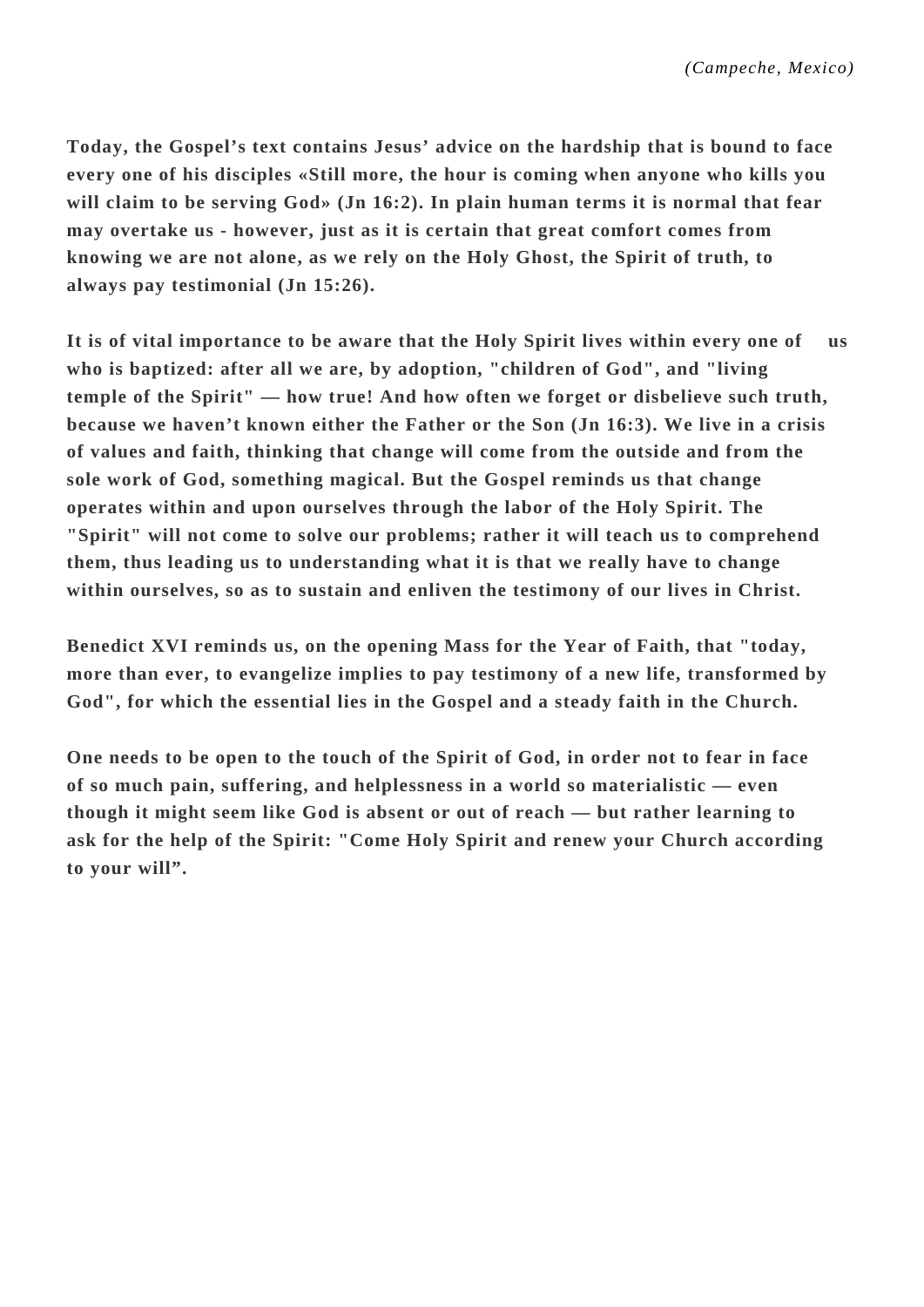*(Campeche, Mexico)*

**Today, the Gospel's text contains Jesus' advice on the hardship that is bound to face every one of his disciples «Still more, the hour is coming when anyone who kills you will claim to be serving God» (Jn 16:2). In plain human terms it is normal that fear may overtake us - however, just as it is certain that great comfort comes from knowing we are not alone, as we rely on the Holy Ghost, the Spirit of truth, to always pay testimonial (Jn 15:26).**

**It is of vital importance to be aware that the Holy Spirit lives within every one of us who is baptized: after all we are, by adoption, "children of God", and "living temple of the Spirit" — how true! And how often we forget or disbelieve such truth, because we haven't known either the Father or the Son (Jn 16:3). We live in a crisis of values and faith, thinking that change will come from the outside and from the sole work of God, something magical. But the Gospel reminds us that change operates within and upon ourselves through the labor of the Holy Spirit. The "Spirit" will not come to solve our problems; rather it will teach us to comprehend them, thus leading us to understanding what it is that we really have to change within ourselves, so as to sustain and enliven the testimony of our lives in Christ.**

**Benedict XVI reminds us, on the opening Mass for the Year of Faith, that "today, more than ever, to evangelize implies to pay testimony of a new life, transformed by God", for which the essential lies in the Gospel and a steady faith in the Church.**

**One needs to be open to the touch of the Spirit of God, in order not to fear in face of so much pain, suffering, and helplessness in a world so materialistic — even though it might seem like God is absent or out of reach — but rather learning to ask for the help of the Spirit: "Come Holy Spirit and renew your Church according to your will".**